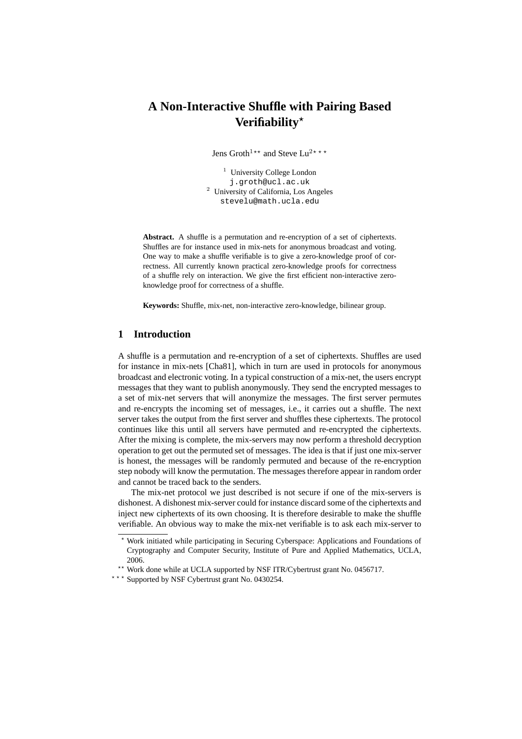# A Non-Interactive Shuffle with Pairing Based Verifiability[⋆]

Jens Groth[1 ⋆⋆] and Steve Lu[2 ⋆⋆⋆]

[1] University College London
j.groth@ucl.ac.uk
[2] University of California, Los Angeles
stevelu@math.ucla.edu

**Abstract.** A shuffle is a permutation and re-encryption of a set of ciphertexts. Shuffles are for instance used in mix-nets for anonymous broadcast and voting. One way to make a shuffle verifiable is to give a zero-knowledge proof of correctness. All currently known practical zero-knowledge proofs for correctness of a shuffle rely on interaction. We give the first efficient non-interactive zero-knowledge proof for correctness of a shuffle.

**Keywords:** Shuffle, mix-net, non-interactive zero-knowledge, bilinear group.

## 1 Introduction

A shuffle is a permutation and re-encryption of a set of ciphertexts. Shuffles are used for instance in mix-nets [Cha81], which in turn are used in protocols for anonymous broadcast and electronic voting. In a typical construction of a mix-net, the users encrypt messages that they want to publish anonymously. They send the encrypted messages to a set of mix-net servers that will anonymize the messages. The first server permutes and re-encrypts the incoming set of messages, i.e., it carries out a shuffle. The next server takes the output from the first server and shuffles these ciphertexts. The protocol continues like this until all servers have permuted and re-encrypted the ciphertexts. After the mixing is complete, the mix-servers may now perform a threshold decryption operation to get out the permuted set of messages. The idea is that if just one mix-server is honest, the messages will be randomly permuted and because of the re-encryption step nobody will know the permutation. The messages therefore appear in random order and cannot be traced back to the senders.

The mix-net protocol we just described is not secure if one of the mix-servers is dishonest. A dishonest mix-server could for instance discard some of the ciphertexts and inject new ciphertexts of its own choosing. It is therefore desirable to make the shuffle verifiable. An obvious way to make the mix-net verifiable is to ask each mix-server to

[⋆] Work initiated while participating in Securing Cyberspace: Applications and Foundations of Cryptography and Computer Security, Institute of Pure and Applied Mathematics, UCLA, 2006.

[⋆⋆] Work done while at UCLA supported by NSF ITR/Cybertrust grant No. 0456717.

[⋆⋆⋆] Supported by NSF Cybertrust grant No. 0430254.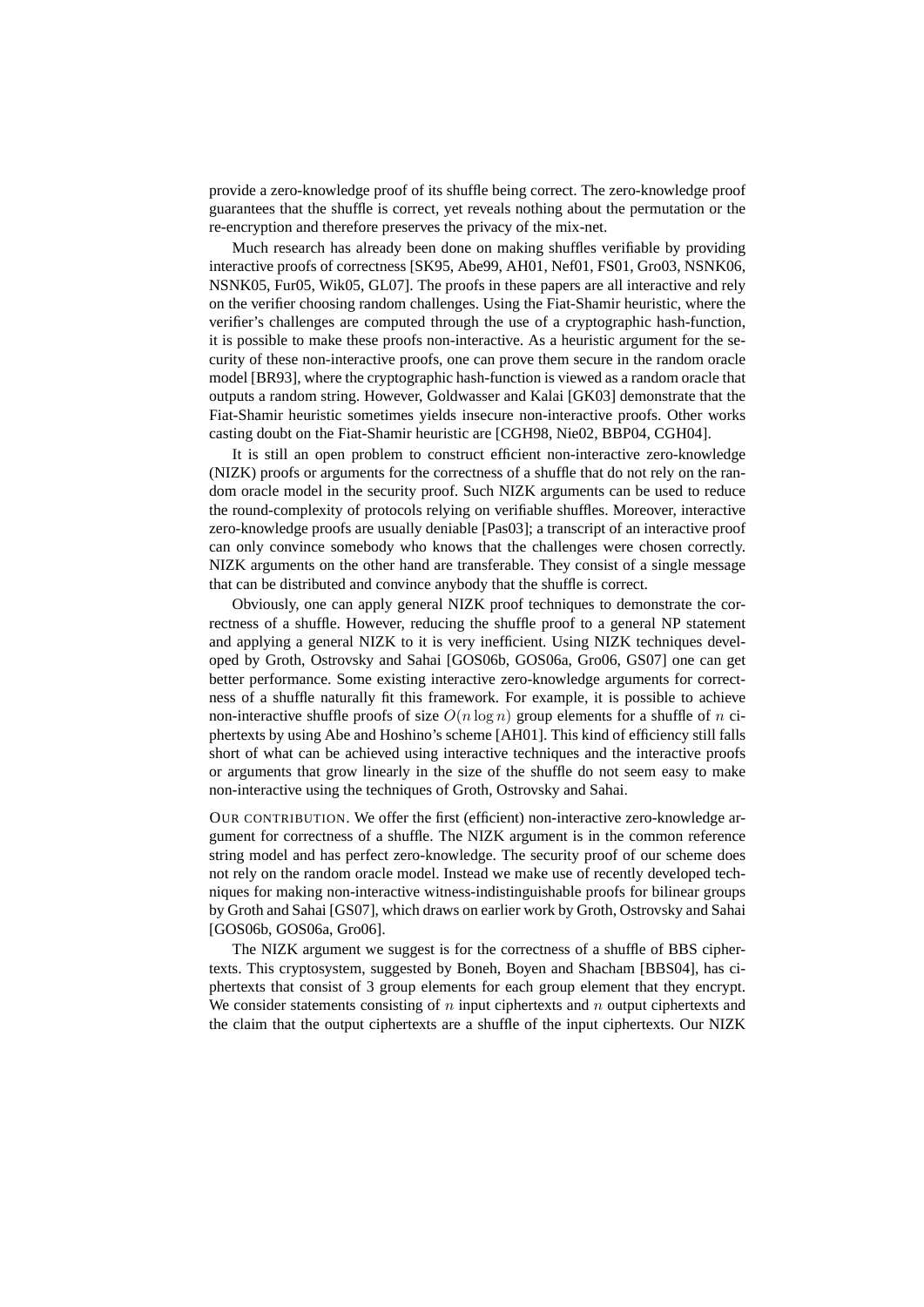provide a zero-knowledge proof of its shuffle being correct. The zero-knowledge proof guarantees that the shuffle is correct, yet reveals nothing about the permutation or the re-encryption and therefore preserves the privacy of the mix-net.

Much research has already been done on making shuffles verifiable by providing interactive proofs of correctness [SK95, Abe99, AH01, Nef01, FS01, Gro03, NSNK06, NSNK05, Fur05, Wik05, GL07]. The proofs in these papers are all interactive and rely on the verifier choosing random challenges. Using the Fiat-Shamir heuristic, where the verifier's challenges are computed through the use of a cryptographic hash-function, it is possible to make these proofs non-interactive. As a heuristic argument for the security of these non-interactive proofs, one can prove them secure in the random oracle model [BR93], where the cryptographic hash-function is viewed as a random oracle that outputs a random string. However, Goldwasser and Kalai [GK03] demonstrate that the Fiat-Shamir heuristic sometimes yields insecure non-interactive proofs. Other works casting doubt on the Fiat-Shamir heuristic are [CGH98, Nie02, BBP04, CGH04].

It is still an open problem to construct efficient non-interactive zero-knowledge (NIZK) proofs or arguments for the correctness of a shuffle that do not rely on the random oracle model in the security proof. Such NIZK arguments can be used to reduce the round-complexity of protocols relying on verifiable shuffles. Moreover, interactive zero-knowledge proofs are usually deniable [Pas03]; a transcript of an interactive proof can only convince somebody who knows that the challenges were chosen correctly. NIZK arguments on the other hand are transferable. They consist of a single message that can be distributed and convince anybody that the shuffle is correct.

Obviously, one can apply general NIZK proof techniques to demonstrate the correctness of a shuffle. However, reducing the shuffle proof to a general NP statement and applying a general NIZK to it is very inefficient. Using NIZK techniques developed by Groth, Ostrovsky and Sahai [GOS06b, GOS06a, Gro06, GS07] one can get better performance. Some existing interactive zero-knowledge arguments for correctness of a shuffle naturally fit this framework. For example, it is possible to achieve non-interactive shuffle proofs of size $O(n \log n)$ group elements for a shuffle of $n$ ciphertexts by using Abe and Hoshino's scheme [AH01]. This kind of efficiency still falls short of what can be achieved using interactive techniques and the interactive proofs or arguments that grow linearly in the size of the shuffle do not seem easy to make non-interactive using the techniques of Groth, Ostrovsky and Sahai.

OUR CONTRIBUTION. We offer the first (efficient) non-interactive zero-knowledge argument for correctness of a shuffle. The NIZK argument is in the common reference string model and has perfect zero-knowledge. The security proof of our scheme does not rely on the random oracle model. Instead we make use of recently developed techniques for making non-interactive witness-indistinguishable proofs for bilinear groups by Groth and Sahai [GS07], which draws on earlier work by Groth, Ostrovsky and Sahai [GOS06b, GOS06a, Gro06].

The NIZK argument we suggest is for the correctness of a shuffle of BBS ciphertexts. This cryptosystem, suggested by Boneh, Boyen and Shacham [BBS04], has ciphertexts that consist of 3 group elements for each group element that they encrypt. We consider statements consisting of $n$ input ciphertexts and $n$ output ciphertexts and the claim that the output ciphertexts are a shuffle of the input ciphertexts. Our NIZK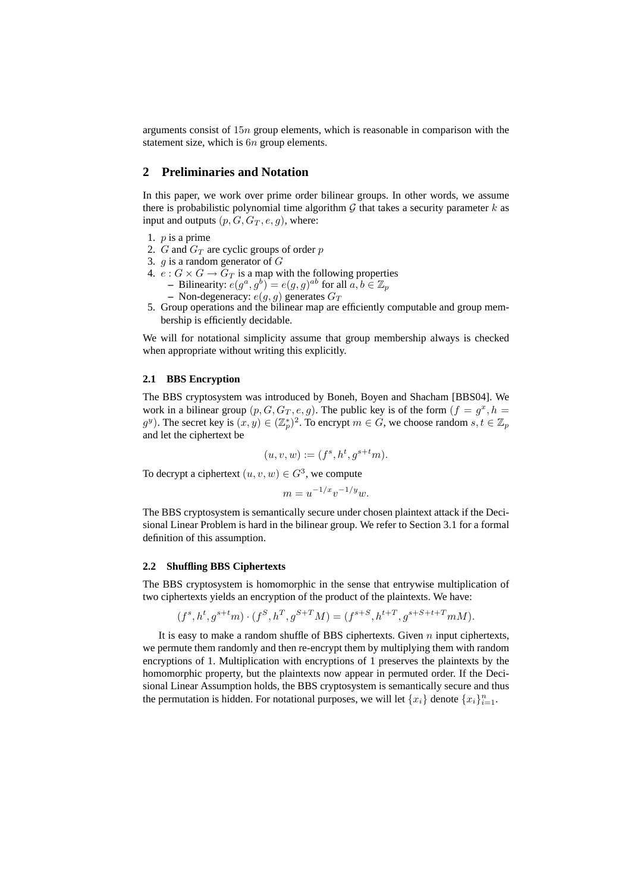arguments consist of $15n$ group elements, which is reasonable in comparison with the statement size, which is $6n$ group elements.

## 2 Preliminaries and Notation

In this paper, we work over prime order bilinear groups. In other words, we assume there is probabilistic polynomial time algorithm $\mathcal{G}$ that takes a security parameter $k$ as input and outputs $(p, G, G_T, e, g)$, where:

1. $p$ is a prime
2. $G$ and $G_T$ are cyclic groups of order $p$
3. $g$ is a random generator of $G$
4. $e : G \times G \to G_T$ is a map with the following properties
   - Bilinearity: $e(g^a, g^b) = e(g, g)^{ab}$ for all $a, b \in \mathbb{Z}_p$
   - Non-degeneracy: $e(g, g)$ generates $G_T$
5. Group operations and the bilinear map are efficiently computable and group membership is efficiently decidable.

We will for notational simplicity assume that group membership always is checked when appropriate without writing this explicitly.

### 2.1 BBS Encryption

The BBS cryptosystem was introduced by Boneh, Boyen and Shacham [BBS04]. We work in a bilinear group $(p, G, G_T, e, g)$. The public key is of the form $(f = g^x, h = g^y)$. The secret key is $(x, y) \in (\mathbb{Z}_p^*)^2$. To encrypt $m \in G$, we choose random $s, t \in \mathbb{Z}_p$ and let the ciphertext be

$$(u, v, w) := (f^s, h^t, g^{s+t}m).$$

To decrypt a ciphertext $(u, v, w) \in G^3$, we compute

$$m = u^{-1/x}v^{-1/y}w.$$

The BBS cryptosystem is semantically secure under chosen plaintext attack if the Decisional Linear Problem is hard in the bilinear group. We refer to Section 3.1 for a formal definition of this assumption.

### 2.2 Shuffling BBS Ciphertexts

The BBS cryptosystem is homomorphic in the sense that entrywise multiplication of two ciphertexts yields an encryption of the product of the plaintexts. We have:

$$(f^s, h^t, g^{s+t}m) \cdot (f^S, h^T, g^{S+T}M) = (f^{s+S}, h^{t+T}, g^{s+S+t+T}mM).$$

It is easy to make a random shuffle of BBS ciphertexts. Given $n$ input ciphertexts, we permute them randomly and then re-encrypt them by multiplying them with random encryptions of 1. Multiplication with encryptions of 1 preserves the plaintexts by the homomorphic property, but the plaintexts now appear in permuted order. If the Decisional Linear Assumption holds, the BBS cryptosystem is semantically secure and thus the permutation is hidden. For notational purposes, we will let $\{x_i\}$ denote $\{x_i\}_{i=1}^n$.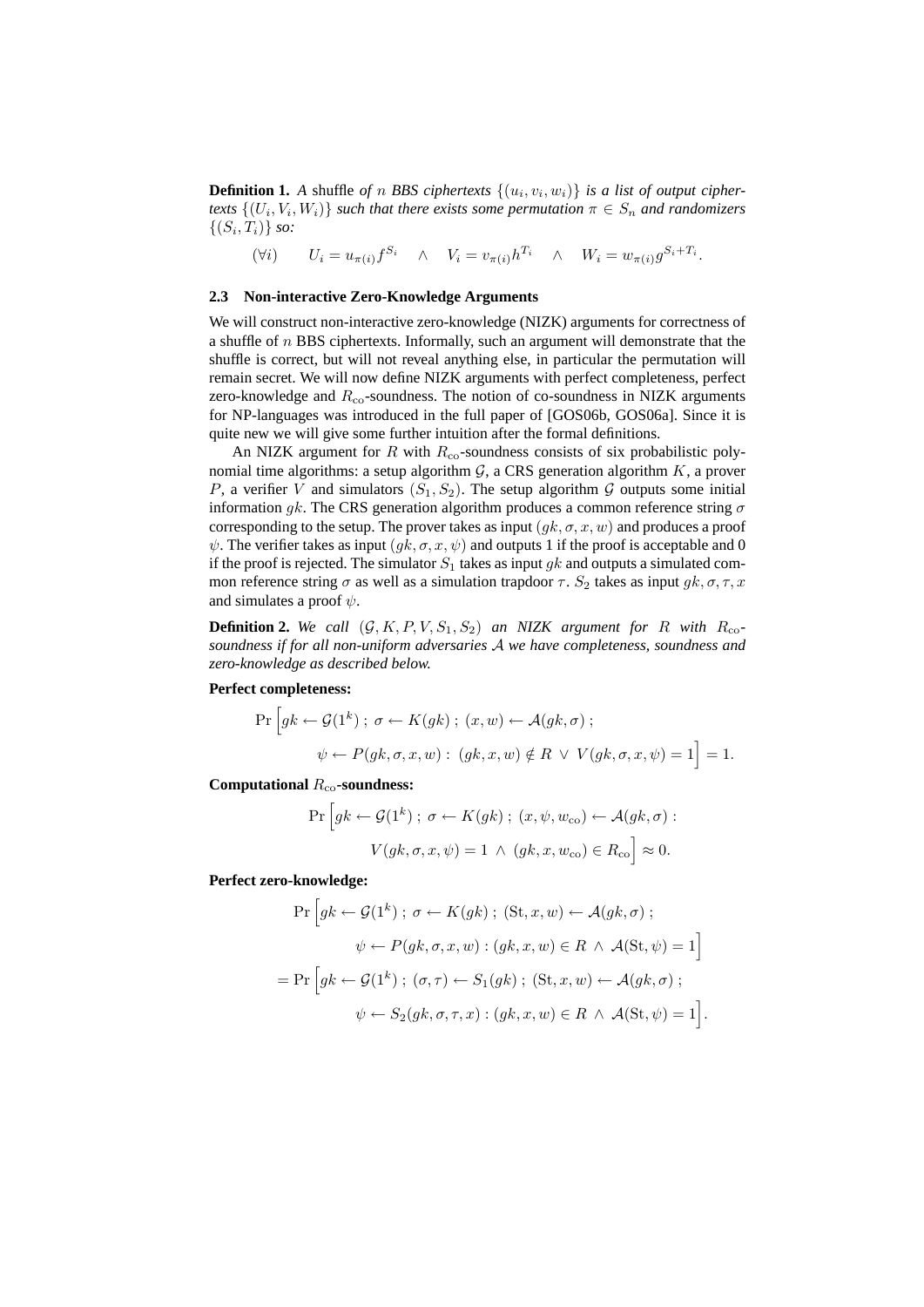**Definition 1.** *A* shuffle *of $n$ BBS ciphertexts $\{(u_i, v_i, w_i)\}$ is a list of output ciphertexts $\{(U_i, V_i, W_i)\}$ such that there exists some permutation $\pi \in S_n$ and randomizers $\{(S_i, T_i)\}$ so:*

$$(\forall i) \qquad U_i = u_{\pi(i)} f^{S_i} \quad \wedge \quad V_i = v_{\pi(i)} h^{T_i} \quad \wedge \quad W_i = w_{\pi(i)} g^{S_i + T_i}.$$

### 2.3 Non-interactive Zero-Knowledge Arguments

We will construct non-interactive zero-knowledge (NIZK) arguments for correctness of a shuffle of $n$ BBS ciphertexts. Informally, such an argument will demonstrate that the shuffle is correct, but will not reveal anything else, in particular the permutation will remain secret. We will now define NIZK arguments with perfect completeness, perfect zero-knowledge and $R_{\rm co}$-soundness. The notion of co-soundness in NIZK arguments for NP-languages was introduced in the full paper of [GOS06b, GOS06a]. Since it is quite new we will give some further intuition after the formal definitions.

An NIZK argument for $R$ with $R_{\rm co}$-soundness consists of six probabilistic polynomial time algorithms: a setup algorithm $\mathcal{G}$, a CRS generation algorithm $K$, a prover $P$, a verifier $V$ and simulators $(S_1, S_2)$. The setup algorithm $\mathcal{G}$ outputs some initial information $gk$. The CRS generation algorithm produces a common reference string $\sigma$ corresponding to the setup. The prover takes as input $(gk, \sigma, x, w)$ and produces a proof $\psi$. The verifier takes as input $(gk, \sigma, x, \psi)$ and outputs 1 if the proof is acceptable and 0 if the proof is rejected. The simulator $S_1$ takes as input $gk$ and outputs a simulated common reference string $\sigma$ as well as a simulation trapdoor $\tau$. $S_2$ takes as input $gk, \sigma, \tau, x$ and simulates a proof $\psi$.

**Definition 2.** *We call $(\mathcal{G}, K, P, V, S_1, S_2)$ an NIZK argument for $R$ with $R_{\rm co}$-soundness if for all non-uniform adversaries $\mathcal{A}$ we have completeness, soundness and zero-knowledge as described below.*

**Perfect completeness:**

$$\Pr\Big[gk \leftarrow \mathcal{G}(1^k)\ ;\ \sigma \leftarrow K(gk)\ ;\ (x, w) \leftarrow \mathcal{A}(gk, \sigma)\ ;$$
$$\psi \leftarrow P(gk, \sigma, x, w) :\ (gk, x, w) \notin R\ \vee\ V(gk, \sigma, x, \psi) = 1\Big] = 1.$$

**Computational $R_{\rm co}$-soundness:**

$$\Pr\Big[gk \leftarrow \mathcal{G}(1^k)\ ;\ \sigma \leftarrow K(gk)\ ;\ (x, \psi, w_{\rm co}) \leftarrow \mathcal{A}(gk, \sigma) :$$
$$V(gk, \sigma, x, \psi) = 1\ \wedge\ (gk, x, w_{\rm co}) \in R_{\rm co}\Big] \approx 0.$$

**Perfect zero-knowledge:**

$$\Pr\Big[gk \leftarrow \mathcal{G}(1^k)\ ;\ \sigma \leftarrow K(gk)\ ;\ ({\rm St}, x, w) \leftarrow \mathcal{A}(gk, \sigma)\ ;$$
$$\psi \leftarrow P(gk, \sigma, x, w) : (gk, x, w) \in R\ \wedge\ \mathcal{A}({\rm St}, \psi) = 1\Big]$$
$$= \Pr\Big[gk \leftarrow \mathcal{G}(1^k)\ ;\ (\sigma, \tau) \leftarrow S_1(gk)\ ;\ ({\rm St}, x, w) \leftarrow \mathcal{A}(gk, \sigma)\ ;$$
$$\psi \leftarrow S_2(gk, \sigma, \tau, x) : (gk, x, w) \in R\ \wedge\ \mathcal{A}({\rm St}, \psi) = 1\Big].$$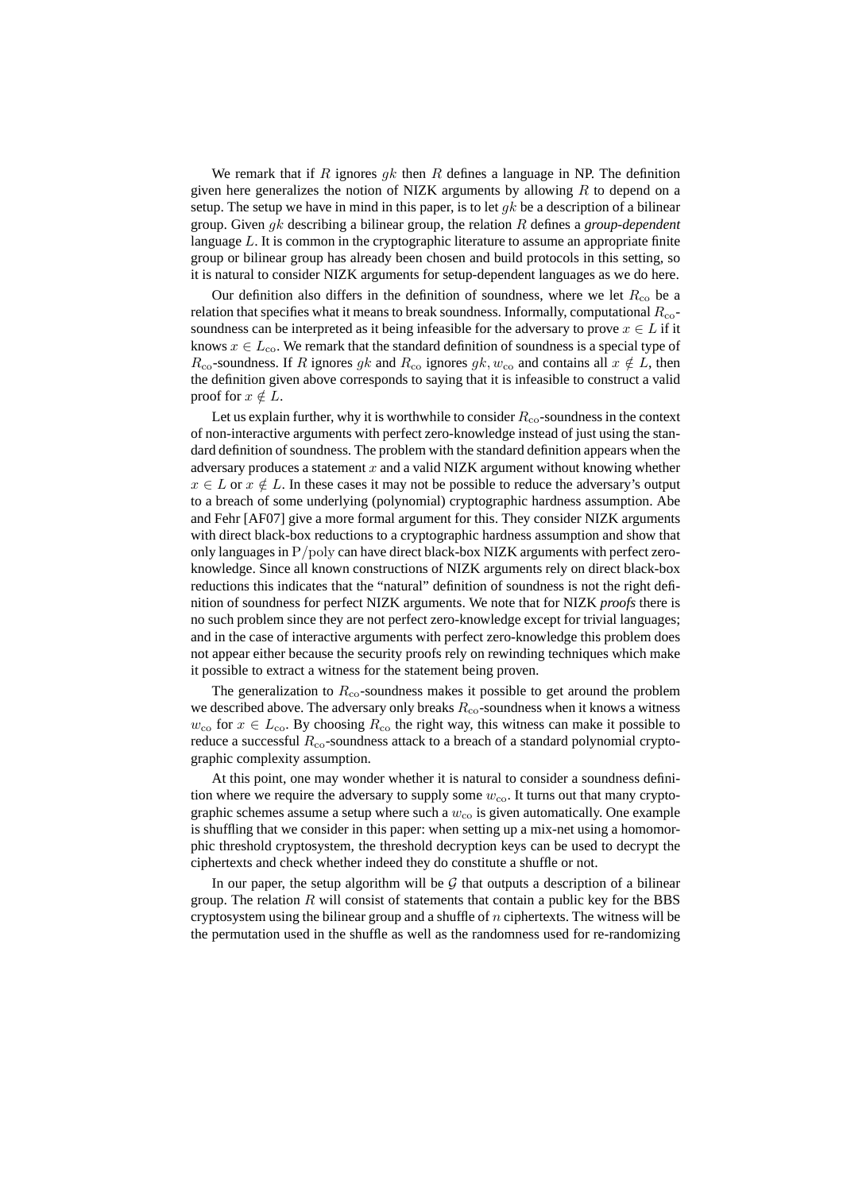We remark that if $R$ ignores $gk$ then $R$ defines a language in NP. The definition given here generalizes the notion of NIZK arguments by allowing $R$ to depend on a setup. The setup we have in mind in this paper, is to let $gk$ be a description of a bilinear group. Given $gk$ describing a bilinear group, the relation $R$ defines a *group-dependent* language $L$. It is common in the cryptographic literature to assume an appropriate finite group or bilinear group has already been chosen and build protocols in this setting, so it is natural to consider NIZK arguments for setup-dependent languages as we do here.

Our definition also differs in the definition of soundness, where we let $R_{\rm co}$ be a relation that specifies what it means to break soundness. Informally, computational $R_{\rm co}$-soundness can be interpreted as it being infeasible for the adversary to prove $x \in L$ if it knows $x \in L_{\rm co}$. We remark that the standard definition of soundness is a special type of $R_{\rm co}$-soundness. If $R$ ignores $gk$ and $R_{\rm co}$ ignores $gk, w_{\rm co}$ and contains all $x \notin L$, then the definition given above corresponds to saying that it is infeasible to construct a valid proof for $x \notin L$.

Let us explain further, why it is worthwhile to consider $R_{\rm co}$-soundness in the context of non-interactive arguments with perfect zero-knowledge instead of just using the standard definition of soundness. The problem with the standard definition appears when the adversary produces a statement $x$ and a valid NIZK argument without knowing whether $x \in L$ or $x \notin L$. In these cases it may not be possible to reduce the adversary's output to a breach of some underlying (polynomial) cryptographic hardness assumption. Abe and Fehr [AF07] give a more formal argument for this. They consider NIZK arguments with direct black-box reductions to a cryptographic hardness assumption and show that only languages in $\mathrm{P}/\mathrm{poly}$ can have direct black-box NIZK arguments with perfect zero-knowledge. Since all known constructions of NIZK arguments rely on direct black-box reductions this indicates that the "natural" definition of soundness is not the right definition of soundness for perfect NIZK arguments. We note that for NIZK *proofs* there is no such problem since they are not perfect zero-knowledge except for trivial languages; and in the case of interactive arguments with perfect zero-knowledge this problem does not appear either because the security proofs rely on rewinding techniques which make it possible to extract a witness for the statement being proven.

The generalization to $R_{\rm co}$-soundness makes it possible to get around the problem we described above. The adversary only breaks $R_{\rm co}$-soundness when it knows a witness $w_{\rm co}$ for $x \in L_{\rm co}$. By choosing $R_{\rm co}$ the right way, this witness can make it possible to reduce a successful $R_{\rm co}$-soundness attack to a breach of a standard polynomial cryptographic complexity assumption.

At this point, one may wonder whether it is natural to consider a soundness definition where we require the adversary to supply some $w_{\rm co}$. It turns out that many cryptographic schemes assume a setup where such a $w_{\rm co}$ is given automatically. One example is shuffling that we consider in this paper: when setting up a mix-net using a homomorphic threshold cryptosystem, the threshold decryption keys can be used to decrypt the ciphertexts and check whether indeed they do constitute a shuffle or not.

In our paper, the setup algorithm will be $\mathcal{G}$ that outputs a description of a bilinear group. The relation $R$ will consist of statements that contain a public key for the BBS cryptosystem using the bilinear group and a shuffle of $n$ ciphertexts. The witness will be the permutation used in the shuffle as well as the randomness used for re-randomizing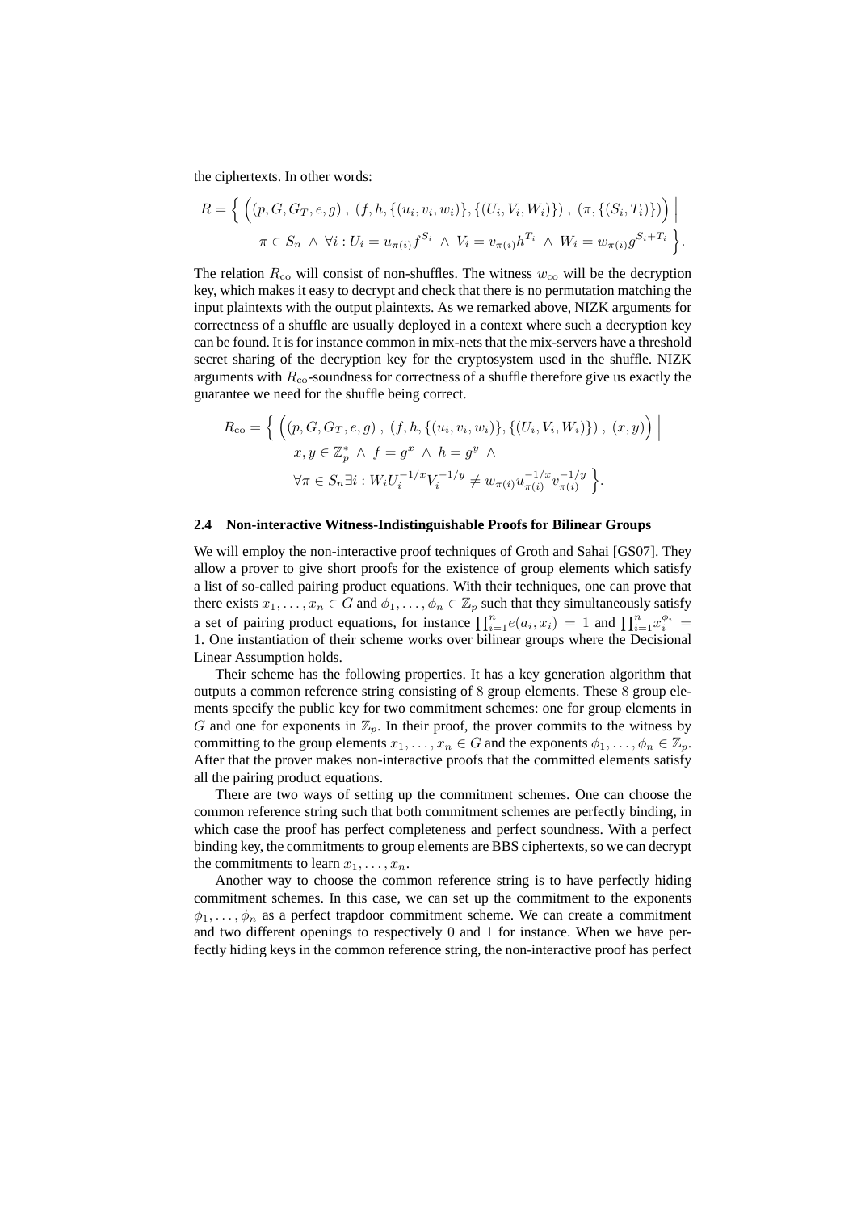the ciphertexts. In other words:

$$R = \Big\{ \Big( (p, G, G_T, e, g) \ , \ (f, h, \{(u_i, v_i, w_i)\}, \{(U_i, V_i, W_i)\}) \ , \ (\pi, \{(S_i, T_i)\}) \Big) \ \Big| \\ \pi \in S_n \ \wedge \ \forall i : U_i = u_{\pi(i)} f^{S_i} \ \wedge \ V_i = v_{\pi(i)} h^{T_i} \ \wedge \ W_i = w_{\pi(i)} g^{S_i + T_i} \Big\}.$$

The relation $R_{\text{co}}$ will consist of non-shuffles. The witness $w_{\text{co}}$ will be the decryption key, which makes it easy to decrypt and check that there is no permutation matching the input plaintexts with the output plaintexts. As we remarked above, NIZK arguments for correctness of a shuffle are usually deployed in a context where such a decryption key can be found. It is for instance common in mix-nets that the mix-servers have a threshold secret sharing of the decryption key for the cryptosystem used in the shuffle. NIZK arguments with $R_{\text{co}}$-soundness for correctness of a shuffle therefore give us exactly the guarantee we need for the shuffle being correct.

$$R_{\text{co}} = \Big\{ \Big( (p, G, G_T, e, g) \ , \ (f, h, \{(u_i, v_i, w_i)\}, \{(U_i, V_i, W_i)\}) \ , \ (x, y) \Big) \ \Big| \\ x, y \in \mathbb{Z}_p^* \ \wedge \ f = g^x \ \wedge \ h = g^y \ \wedge \\ \forall \pi \in S_n \exists i : W_i U_i^{-1/x} V_i^{-1/y} \neq w_{\pi(i)} u_{\pi(i)}^{-1/x} v_{\pi(i)}^{-1/y} \Big\}.$$

### 2.4 Non-interactive Witness-Indistinguishable Proofs for Bilinear Groups

We will employ the non-interactive proof techniques of Groth and Sahai [GS07]. They allow a prover to give short proofs for the existence of group elements which satisfy a list of so-called pairing product equations. With their techniques, one can prove that there exists $x_1, \ldots, x_n \in G$ and $\phi_1, \ldots, \phi_n \in \mathbb{Z}_p$ such that they simultaneously satisfy a set of pairing product equations, for instance $\prod_{i=1}^n e(a_i, x_i) = 1$ and $\prod_{i=1}^n x_i^{\phi_i} = 1$. One instantiation of their scheme works over bilinear groups where the Decisional Linear Assumption holds.

Their scheme has the following properties. It has a key generation algorithm that outputs a common reference string consisting of $8$ group elements. These $8$ group elements specify the public key for two commitment schemes: one for group elements in $G$ and one for exponents in $\mathbb{Z}_p$. In their proof, the prover commits to the witness by committing to the group elements $x_1, \ldots, x_n \in G$ and the exponents $\phi_1, \ldots, \phi_n \in \mathbb{Z}_p$. After that the prover makes non-interactive proofs that the committed elements satisfy all the pairing product equations.

There are two ways of setting up the commitment schemes. One can choose the common reference string such that both commitment schemes are perfectly binding, in which case the proof has perfect completeness and perfect soundness. With a perfect binding key, the commitments to group elements are BBS ciphertexts, so we can decrypt the commitments to learn $x_1, \ldots, x_n$.

Another way to choose the common reference string is to have perfectly hiding commitment schemes. In this case, we can set up the commitment to the exponents $\phi_1, \ldots, \phi_n$ as a perfect trapdoor commitment scheme. We can create a commitment and two different openings to respectively $0$ and $1$ for instance. When we have perfectly hiding keys in the common reference string, the non-interactive proof has perfect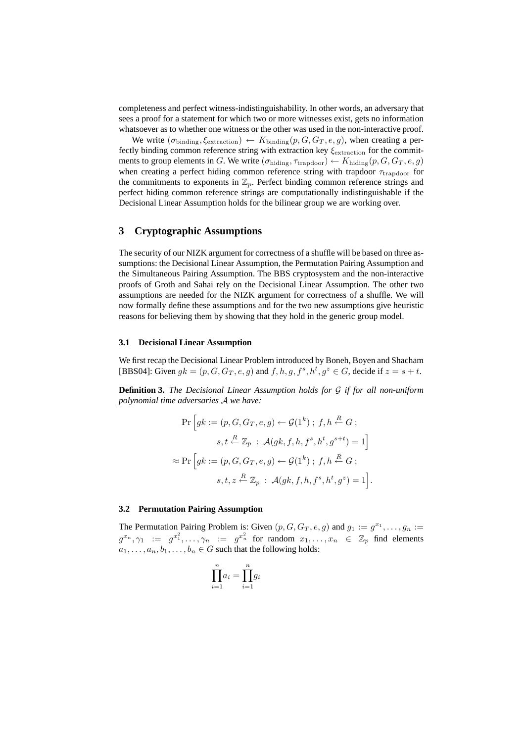completeness and perfect witness-indistinguishability. In other words, an adversary that sees a proof for a statement for which two or more witnesses exist, gets no information whatsoever as to whether one witness or the other was used in the non-interactive proof.

We write $(\sigma_{\text{binding}}, \xi_{\text{extraction}}) \leftarrow K_{\text{binding}}(p, G, G_T, e, g)$, when creating a perfectly binding common reference string with extraction key $\xi_{\text{extraction}}$ for the commitments to group elements in $G$. We write $(\sigma_{\text{hiding}}, \tau_{\text{trapdoor}}) \leftarrow K_{\text{hiding}}(p, G, G_T, e, g)$ when creating a perfect hiding common reference string with trapdoor $\tau_{\text{trapdoor}}$ for the commitments to exponents in $\mathbb{Z}_p$. Perfect binding common reference strings and perfect hiding common reference strings are computationally indistinguishable if the Decisional Linear Assumption holds for the bilinear group we are working over.

## 3 Cryptographic Assumptions

The security of our NIZK argument for correctness of a shuffle will be based on three assumptions: the Decisional Linear Assumption, the Permutation Pairing Assumption and the Simultaneous Pairing Assumption. The BBS cryptosystem and the non-interactive proofs of Groth and Sahai rely on the Decisional Linear Assumption. The other two assumptions are needed for the NIZK argument for correctness of a shuffle. We will now formally define these assumptions and for the two new assumptions give heuristic reasons for believing them by showing that they hold in the generic group model.

### 3.1 Decisional Linear Assumption

We first recap the Decisional Linear Problem introduced by Boneh, Boyen and Shacham [BBS04]: Given $gk = (p, G, G_T, e, g)$ and $f, h, g, f^s, h^t, g^z \in G$, decide if $z = s + t$.

**Definition 3.** *The Decisional Linear Assumption holds for $\mathcal{G}$ if for all non-uniform polynomial time adversaries $\mathcal{A}$ we have:*

$$\begin{aligned}
&\Pr\Big[gk := (p, G, G_T, e, g) \leftarrow \mathcal{G}(1^k)\ ;\ f, h \xleftarrow{R} G\ ;\\
&\qquad s, t \xleftarrow{R} \mathbb{Z}_p\ :\ \mathcal{A}(gk, f, h, f^s, h^t, g^{s+t}) = 1\Big]\\
\approx &\Pr\Big[gk := (p, G, G_T, e, g) \leftarrow \mathcal{G}(1^k)\ ;\ f, h \xleftarrow{R} G\ ;\\
&\qquad s, t, z \xleftarrow{R} \mathbb{Z}_p\ :\ \mathcal{A}(gk, f, h, f^s, h^t, g^z) = 1\Big].
\end{aligned}$$

### 3.2 Permutation Pairing Assumption

The Permutation Pairing Problem is: Given $(p, G, G_T, e, g)$ and $g_1 := g^{x_1}, \ldots, g_n := g^{x_n}, \gamma_1 := g^{x_1^2}, \ldots, \gamma_n := g^{x_n^2}$ for random $x_1, \ldots, x_n \in \mathbb{Z}_p$ find elements $a_1, \ldots, a_n, b_1, \ldots, b_n \in G$ such that the following holds:

$$\prod_{i=1}^{n} a_i = \prod_{i=1}^{n} g_i$$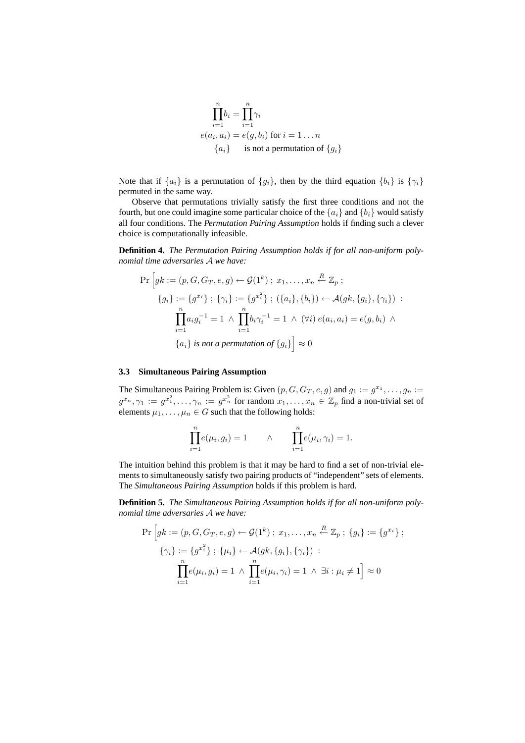$$
\begin{aligned}
\prod_{i=1}^{n} b_i &= \prod_{i=1}^{n} \gamma_i \\
e(a_i, a_i) &= e(g, b_i) \text{ for } i = 1 \ldots n \\
\{a_i\} & \quad \text{is not a permutation of } \{g_i\}
\end{aligned}
$$

Note that if $\{a_i\}$ is a permutation of $\{g_i\}$, then by the third equation $\{b_i\}$ is $\{\gamma_i\}$ permuted in the same way.

Observe that permutations trivially satisfy the first three conditions and not the fourth, but one could imagine some particular choice of the $\{a_i\}$ and $\{b_i\}$ would satisfy all four conditions. The *Permutation Pairing Assumption* holds if finding such a clever choice is computationally infeasible.

**Definition 4.** *The Permutation Pairing Assumption holds if for all non-uniform polynomial time adversaries $\mathcal{A}$ we have:*

$$
\begin{aligned}
\Pr\Big[& gk := (p, G, G_T, e, g) \leftarrow \mathcal{G}(1^k)\ ;\ x_1, \ldots, x_n \xleftarrow{R} \mathbb{Z}_p\ ; \\
& \{g_i\} := \{g^{x_i}\}\ ;\ \{\gamma_i\} := \{g^{x_i^2}\}\ ;\ (\{a_i\}, \{b_i\}) \leftarrow \mathcal{A}(gk, \{g_i\}, \{\gamma_i\})\ : \\
& \prod_{i=1}^{n} a_i g_i^{-1} = 1\ \wedge\ \prod_{i=1}^{n} b_i \gamma_i^{-1} = 1\ \wedge\ (\forall i)\ e(a_i, a_i) = e(g, b_i)\ \wedge \\
& \{a_i\} \text{ is not a permutation of } \{g_i\}\Big] \approx 0
\end{aligned}
$$

### 3.3 Simultaneous Pairing Assumption

The Simultaneous Pairing Problem is: Given $(p, G, G_T, e, g)$ and $g_1 := g^{x_1}, \ldots, g_n := g^{x_n}, \gamma_1 := g^{x_1^2}, \ldots, \gamma_n := g^{x_n^2}$ for random $x_1, \ldots, x_n \in \mathbb{Z}_p$ find a non-trivial set of elements $\mu_1, \ldots, \mu_n \in G$ such that the following holds:

$$
\prod_{i=1}^{n} e(\mu_i, g_i) = 1 \qquad \wedge \qquad \prod_{i=1}^{n} e(\mu_i, \gamma_i) = 1.
$$

The intuition behind this problem is that it may be hard to find a set of non-trivial elements to simultaneously satisfy two pairing products of "independent" sets of elements. The *Simultaneous Pairing Assumption* holds if this problem is hard.

**Definition 5.** *The Simultaneous Pairing Assumption holds if for all non-uniform polynomial time adversaries $\mathcal{A}$ we have:*

$$
\begin{aligned}
\Pr\Big[& gk := (p, G, G_T, e, g) \leftarrow \mathcal{G}(1^k)\ ;\ x_1, \ldots, x_n \xleftarrow{R} \mathbb{Z}_p\ ;\ \{g_i\} := \{g^{x_i}\}\ ; \\
& \{\gamma_i\} := \{g^{x_i^2}\}\ ;\ \{\mu_i\} \leftarrow \mathcal{A}(gk, \{g_i\}, \{\gamma_i\})\ : \\
& \prod_{i=1}^{n} e(\mu_i, g_i) = 1\ \wedge\ \prod_{i=1}^{n} e(\mu_i, \gamma_i) = 1\ \wedge\ \exists i : \mu_i \neq 1\Big] \approx 0
\end{aligned}
$$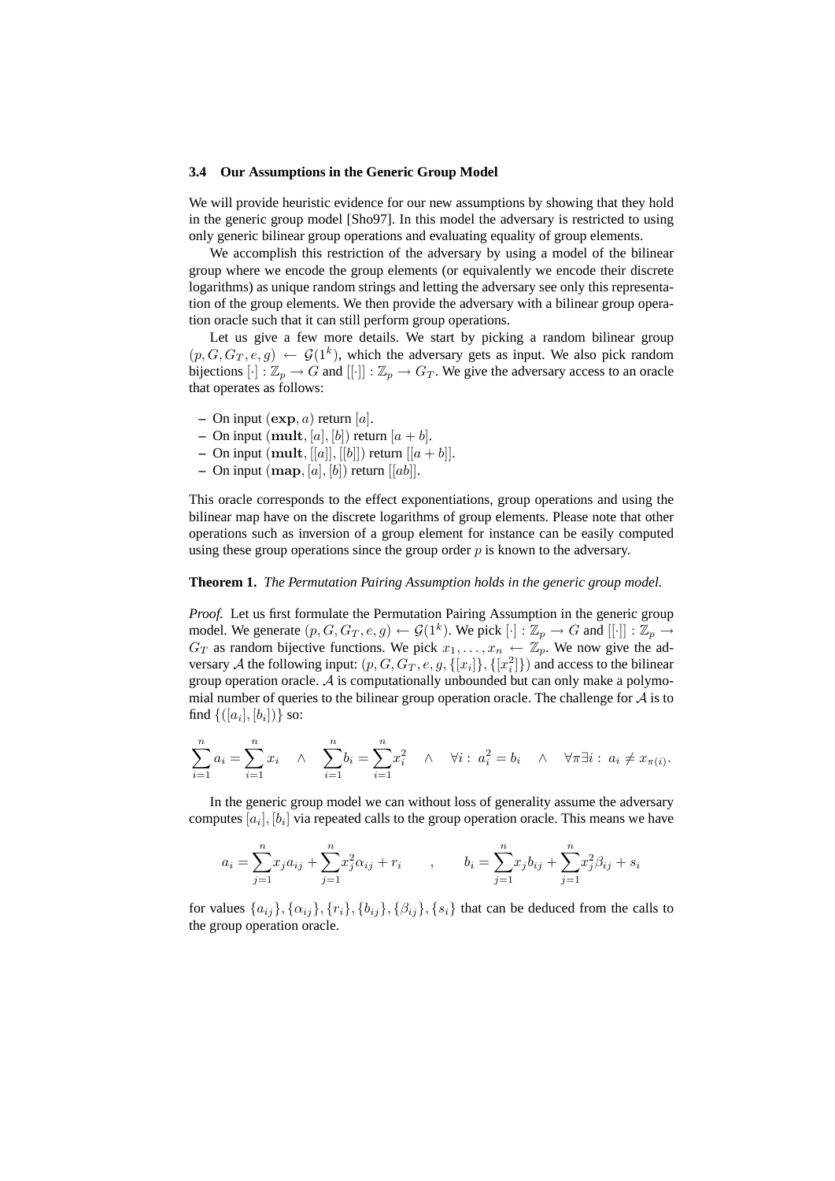### 3.4 Our Assumptions in the Generic Group Model

We will provide heuristic evidence for our new assumptions by showing that they hold in the generic group model [Sho97]. In this model the adversary is restricted to using only generic bilinear group operations and evaluating equality of group elements.

We accomplish this restriction of the adversary by using a model of the bilinear group where we encode the group elements (or equivalently we encode their discrete logarithms) as unique random strings and letting the adversary see only this representation of the group elements. We then provide the adversary with a bilinear group operation oracle such that it can still perform group operations.

Let us give a few more details. We start by picking a random bilinear group $(p, G, G_T, e, g) \leftarrow \mathcal{G}(1^k)$, which the adversary gets as input. We also pick random bijections $[\cdot] : \mathbb{Z}_p \to G$ and $[[\cdot]] : \mathbb{Z}_p \to G_T$. We give the adversary access to an oracle that operates as follows:

- On input $(\mathbf{exp}, a)$ return $[a]$.
- On input $(\mathbf{mult}, [a], [b])$ return $[a + b]$.
- On input $(\mathbf{mult}, [[a]], [[b]])$ return $[[a + b]]$.
- On input $(\mathbf{map}, [a], [b])$ return $[[ab]]$.

This oracle corresponds to the effect exponentiations, group operations and using the bilinear map have on the discrete logarithms of group elements. Please note that other operations such as inversion of a group element for instance can be easily computed using these group operations since the group order $p$ is known to the adversary.

**Theorem 1.** *The Permutation Pairing Assumption holds in the generic group model.*

*Proof.* Let us first formulate the Permutation Pairing Assumption in the generic group model. We generate $(p, G, G_T, e, g) \leftarrow \mathcal{G}(1^k)$. We pick $[\cdot] : \mathbb{Z}_p \to G$ and $[[\cdot]] : \mathbb{Z}_p \to G_T$ as random bijective functions. We pick $x_1, \ldots, x_n \leftarrow \mathbb{Z}_p$. We now give the adversary $\mathcal{A}$ the following input: $(p, G, G_T, e, g, \{[x_i]\}, \{[x_i^2]\})$ and access to the bilinear group operation oracle. $\mathcal{A}$ is computationally unbounded but can only make a polynomial number of queries to the bilinear group operation oracle. The challenge for $\mathcal{A}$ is to find $\{([a_i], [b_i])\}$ so:

$$\sum_{i=1}^{n} a_i = \sum_{i=1}^{n} x_i \quad \wedge \quad \sum_{i=1}^{n} b_i = \sum_{i=1}^{n} x_i^2 \quad \wedge \quad \forall i : \; a_i^2 = b_i \quad \wedge \quad \forall \pi \exists i : \; a_i \neq x_{\pi(i)}.$$

In the generic group model we can without loss of generality assume the adversary computes $[a_i], [b_i]$ via repeated calls to the group operation oracle. This means we have

$$a_i = \sum_{j=1}^{n} x_j a_{ij} + \sum_{j=1}^{n} x_j^2 \alpha_{ij} + r_i \qquad , \qquad b_i = \sum_{j=1}^{n} x_j b_{ij} + \sum_{j=1}^{n} x_j^2 \beta_{ij} + s_i$$

for values $\{a_{ij}\}, \{\alpha_{ij}\}, \{r_i\}, \{b_{ij}\}, \{\beta_{ij}\}, \{s_i\}$ that can be deduced from the calls to the group operation oracle.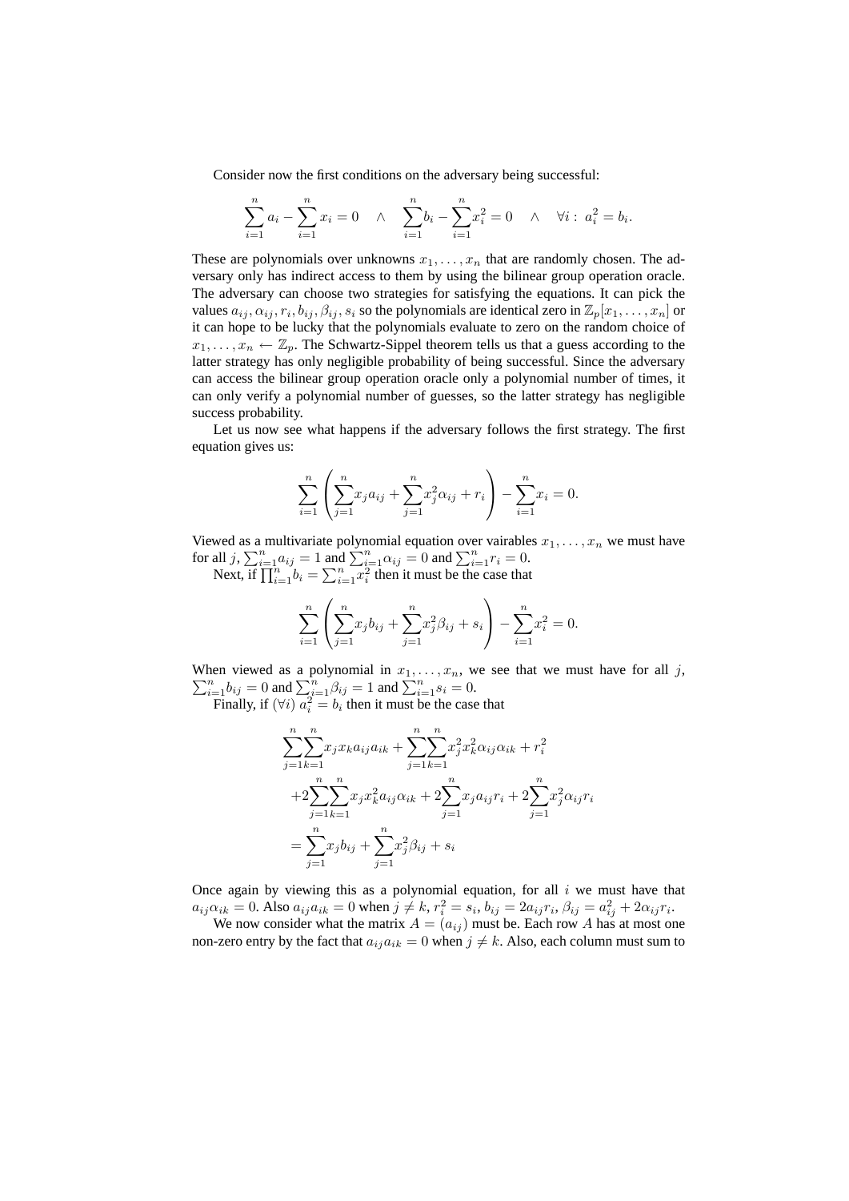Consider now the first conditions on the adversary being successful:

$$\sum_{i=1}^{n} a_i - \sum_{i=1}^{n} x_i = 0 \quad \wedge \quad \sum_{i=1}^{n} b_i - \sum_{i=1}^{n} x_i^2 = 0 \quad \wedge \quad \forall i:\ a_i^2 = b_i.$$

These are polynomials over unknowns $x_1, \ldots, x_n$ that are randomly chosen. The adversary only has indirect access to them by using the bilinear group operation oracle. The adversary can choose two strategies for satisfying the equations. It can pick the values $a_{ij}, \alpha_{ij}, r_i, b_{ij}, \beta_{ij}, s_i$ so the polynomials are identical zero in $\mathbb{Z}_p[x_1, \ldots, x_n]$ or it can hope to be lucky that the polynomials evaluate to zero on the random choice of $x_1, \ldots, x_n \leftarrow \mathbb{Z}_p$. The Schwartz-Sippel theorem tells us that a guess according to the latter strategy has only negligible probability of being successful. Since the adversary can access the bilinear group operation oracle only a polynomial number of times, it can only verify a polynomial number of guesses, so the latter strategy has negligible success probability.

Let us now see what happens if the adversary follows the first strategy. The first equation gives us:

$$\sum_{i=1}^{n} \left( \sum_{j=1}^{n} x_j a_{ij} + \sum_{j=1}^{n} x_j^2 \alpha_{ij} + r_i \right) - \sum_{i=1}^{n} x_i = 0.$$

Viewed as a multivariate polynomial equation over vairables $x_1, \ldots, x_n$ we must have for all $j$, $\sum_{i=1}^{n} a_{ij} = 1$ and $\sum_{i=1}^{n} \alpha_{ij} = 0$ and $\sum_{i=1}^{n} r_i = 0$.

Next, if $\prod_{i=1}^{n} b_i = \sum_{i=1}^{n} x_i^2$ then it must be the case that

$$\sum_{i=1}^{n} \left( \sum_{j=1}^{n} x_j b_{ij} + \sum_{j=1}^{n} x_j^2 \beta_{ij} + s_i \right) - \sum_{i=1}^{n} x_i^2 = 0.$$

When viewed as a polynomial in $x_1, \ldots, x_n$, we see that we must have for all $j$, $\sum_{i=1}^{n} b_{ij} = 0$ and $\sum_{i=1}^{n} \beta_{ij} = 1$ and $\sum_{i=1}^{n} s_i = 0$.

Finally, if $(\forall i)\ a_i^2 = b_i$ then it must be the case that

$$\begin{aligned}
&\sum_{j=1}^{n}\sum_{k=1}^{n} x_j x_k a_{ij} a_{ik} + \sum_{j=1}^{n}\sum_{k=1}^{n} x_j^2 x_k^2 \alpha_{ij} \alpha_{ik} + r_i^2 \\
&+2\sum_{j=1}^{n}\sum_{k=1}^{n} x_j x_k^2 a_{ij} \alpha_{ik} + 2\sum_{j=1}^{n} x_j a_{ij} r_i + 2\sum_{j=1}^{n} x_j^2 \alpha_{ij} r_i \\
&= \sum_{j=1}^{n} x_j b_{ij} + \sum_{j=1}^{n} x_j^2 \beta_{ij} + s_i
\end{aligned}$$

Once again by viewing this as a polynomial equation, for all $i$ we must have that $a_{ij}\alpha_{ik} = 0$. Also $a_{ij}a_{ik} = 0$ when $j \neq k$, $r_i^2 = s_i$, $b_{ij} = 2a_{ij}r_i$, $\beta_{ij} = a_{ij}^2 + 2\alpha_{ij}r_i$.

We now consider what the matrix $A = (a_{ij})$ must be. Each row $A$ has at most one non-zero entry by the fact that $a_{ij}a_{ik} = 0$ when $j \neq k$. Also, each column must sum to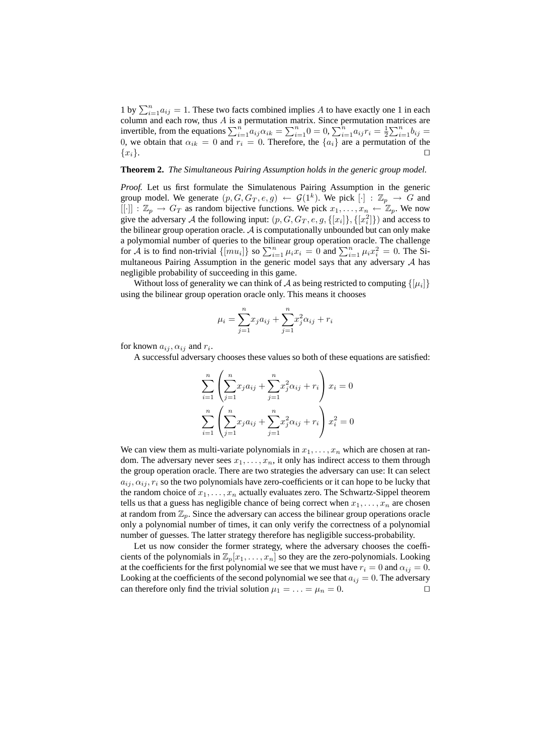1 by $\sum_{i=1}^{n} a_{ij} = 1$. These two facts combined implies $A$ to have exactly one 1 in each column and each row, thus $A$ is a permutation matrix. Since permutation matrices are invertible, from the equations $\sum_{i=1}^{n} a_{ij}\alpha_{ik} = \sum_{i=1}^{n} 0 = 0$, $\sum_{i=1}^{n} a_{ij} r_i = \frac{1}{2}\sum_{i=1}^{n} b_{ij} = 0$, we obtain that $\alpha_{ik} = 0$ and $r_i = 0$. Therefore, the $\{a_i\}$ are a permutation of the $\{x_i\}$. □

**Theorem 2.** *The Simultaneous Pairing Assumption holds in the generic group model.*

*Proof.* Let us first formulate the Simulatenous Pairing Assumption in the generic group model. We generate $(p, G, G_T, e, g) \leftarrow \mathcal{G}(1^k)$. We pick $[\cdot] : \mathbb{Z}_p \to G$ and $[[\cdot]] : \mathbb{Z}_p \to G_T$ as random bijective functions. We pick $x_1, \ldots, x_n \leftarrow \mathbb{Z}_p$. We now give the adversary $\mathcal{A}$ the following input: $(p, G, G_T, e, g, \{[x_i]\}, \{[x_i^2]\})$ and access to the bilinear group operation oracle. $\mathcal{A}$ is computationally unbounded but can only make a polynomial number of queries to the bilinear group operation oracle. The challenge for $\mathcal{A}$ is to find non-trivial $\{[mu_i]\}$ so $\sum_{i=1}^{n} \mu_i x_i = 0$ and $\sum_{i=1}^{n} \mu_i x_i^2 = 0$. The Simultaneous Pairing Assumption in the generic model says that any adversary $\mathcal{A}$ has negligible probability of succeeding in this game.

Without loss of generality we can think of $\mathcal{A}$ as being restricted to computing $\{[\mu_i]\}$ using the bilinear group operation oracle only. This means it chooses

$$\mu_i = \sum_{j=1}^{n} x_j a_{ij} + \sum_{j=1}^{n} x_j^2 \alpha_{ij} + r_i$$

for known $a_{ij}, \alpha_{ij}$ and $r_i$.

A successful adversary chooses these values so both of these equations are satisfied:

$$\sum_{i=1}^{n} \left( \sum_{j=1}^{n} x_j a_{ij} + \sum_{j=1}^{n} x_j^2 \alpha_{ij} + r_i \right) x_i = 0$$

$$\sum_{i=1}^{n} \left( \sum_{j=1}^{n} x_j a_{ij} + \sum_{j=1}^{n} x_j^2 \alpha_{ij} + r_i \right) x_i^2 = 0$$

We can view them as multi-variate polynomials in $x_1, \ldots, x_n$ which are chosen at random. The adversary never sees $x_1, \ldots, x_n$, it only has indirect access to them through the group operation oracle. There are two strategies the adversary can use: It can select $a_{ij}, \alpha_{ij}, r_i$ so the two polynomials have zero-coefficients or it can hope to be lucky that the random choice of $x_1, \ldots, x_n$ actually evaluates zero. The Schwartz-Sippel theorem tells us that a guess has negligible chance of being correct when $x_1, \ldots, x_n$ are chosen at random from $\mathbb{Z}_p$. Since the adversary can access the bilinear group operations oracle only a polynomial number of times, it can only verify the correctness of a polynomial number of guesses. The latter strategy therefore has negligible success-probability.

Let us now consider the former strategy, where the adversary chooses the coefficients of the polynomials in $\mathbb{Z}_p[x_1, \ldots, x_n]$ so they are the zero-polynomials. Looking at the coefficients for the first polynomial we see that we must have $r_i = 0$ and $\alpha_{ij} = 0$. Looking at the coefficients of the second polynomial we see that $a_{ij} = 0$. The adversary can therefore only find the trivial solution $\mu_1 = \ldots = \mu_n = 0$. □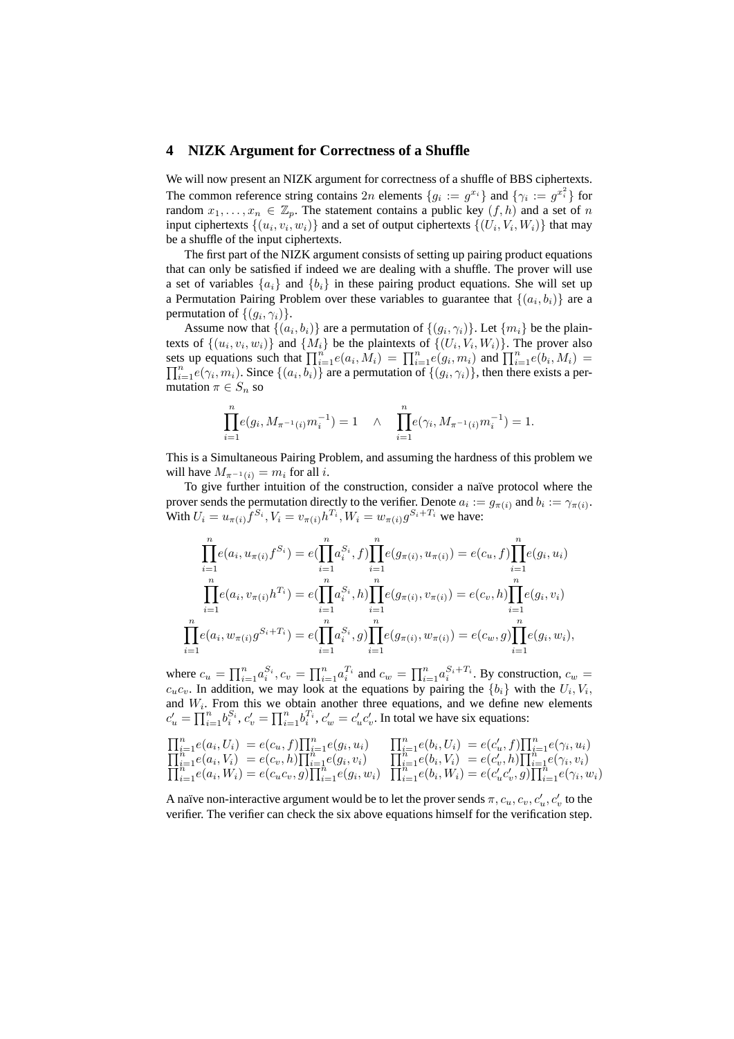## 4 NIZK Argument for Correctness of a Shuffle

We will now present an NIZK argument for correctness of a shuffle of BBS ciphertexts. The common reference string contains $2n$ elements $\{g_i := g^{x_i}\}$ and $\{\gamma_i := g^{x_i^2}\}$ for random $x_1, \ldots, x_n \in \mathbb{Z}_p$. The statement contains a public key $(f, h)$ and a set of $n$ input ciphertexts $\{(u_i, v_i, w_i)\}$ and a set of output ciphertexts $\{(U_i, V_i, W_i)\}$ that may be a shuffle of the input ciphertexts.

The first part of the NIZK argument consists of setting up pairing product equations that can only be satisfied if indeed we are dealing with a shuffle. The prover will use a set of variables $\{a_i\}$ and $\{b_i\}$ in these pairing product equations. She will set up a Permutation Pairing Problem over these variables to guarantee that $\{(a_i, b_i)\}$ are a permutation of $\{(g_i, \gamma_i)\}$.

Assume now that $\{(a_i, b_i)\}$ are a permutation of $\{(g_i, \gamma_i)\}$. Let $\{m_i\}$ be the plaintexts of $\{(u_i, v_i, w_i)\}$ and $\{M_i\}$ be the plaintexts of $\{(U_i, V_i, W_i)\}$. The prover also sets up equations such that $\prod_{i=1}^n e(a_i, M_i) = \prod_{i=1}^n e(g_i, m_i)$ and $\prod_{i=1}^n e(b_i, M_i) = \prod_{i=1}^n e(\gamma_i, m_i)$. Since $\{(a_i, b_i)\}$ are a permutation of $\{(g_i, \gamma_i)\}$, then there exists a permutation $\pi \in S_n$ so

$$\prod_{i=1}^n e(g_i, M_{\pi^{-1}(i)} m_i^{-1}) = 1 \quad \wedge \quad \prod_{i=1}^n e(\gamma_i, M_{\pi^{-1}(i)} m_i^{-1}) = 1.$$

This is a Simultaneous Pairing Problem, and assuming the hardness of this problem we will have $M_{\pi^{-1}(i)} = m_i$ for all $i$.

To give further intuition of the construction, consider a naïve protocol where the prover sends the permutation directly to the verifier. Denote $a_i := g_{\pi(i)}$ and $b_i := \gamma_{\pi(i)}$. With $U_i = u_{\pi(i)} f^{S_i}, V_i = v_{\pi(i)} h^{T_i}, W_i = w_{\pi(i)} g^{S_i+T_i}$ we have:

$$\prod_{i=1}^n e(a_i, u_{\pi(i)} f^{S_i}) = e(\prod_{i=1}^n a_i^{S_i}, f) \prod_{i=1}^n e(g_{\pi(i)}, u_{\pi(i)}) = e(c_u, f) \prod_{i=1}^n e(g_i, u_i)$$

$$\prod_{i=1}^n e(a_i, v_{\pi(i)} h^{T_i}) = e(\prod_{i=1}^n a_i^{S_i}, h) \prod_{i=1}^n e(g_{\pi(i)}, v_{\pi(i)}) = e(c_v, h) \prod_{i=1}^n e(g_i, v_i)$$

$$\prod_{i=1}^n e(a_i, w_{\pi(i)} g^{S_i+T_i}) = e(\prod_{i=1}^n a_i^{S_i}, g) \prod_{i=1}^n e(g_{\pi(i)}, w_{\pi(i)}) = e(c_w, g) \prod_{i=1}^n e(g_i, w_i),$$

where $c_u = \prod_{i=1}^n a_i^{S_i}, c_v = \prod_{i=1}^n a_i^{T_i}$ and $c_w = \prod_{i=1}^n a_i^{S_i+T_i}$. By construction, $c_w = c_u c_v$. In addition, we may look at the equations by pairing the $\{b_i\}$ with the $U_i, V_i$, and $W_i$. From this we obtain another three equations, and we define new elements $c'_u = \prod_{i=1}^n b_i^{S_i}$, $c'_v = \prod_{i=1}^n b_i^{T_i}$, $c'_w = c'_u c'_v$. In total we have six equations:

$$\begin{aligned}
\prod_{i=1}^n e(a_i, U_i) &= e(c_u, f) \prod_{i=1}^n e(g_i, u_i) & \prod_{i=1}^n e(b_i, U_i) &= e(c'_u, f) \prod_{i=1}^n e(\gamma_i, u_i) \\
\prod_{i=1}^n e(a_i, V_i) &= e(c_v, h) \prod_{i=1}^n e(g_i, v_i) & \prod_{i=1}^n e(b_i, V_i) &= e(c'_v, h) \prod_{i=1}^n e(\gamma_i, v_i) \\
\prod_{i=1}^n e(a_i, W_i) &= e(c_u c_v, g) \prod_{i=1}^n e(g_i, w_i) & \prod_{i=1}^n e(b_i, W_i) &= e(c'_u c'_v, g) \prod_{i=1}^n e(\gamma_i, w_i)
\end{aligned}$$

A naïve non-interactive argument would be to let the prover sends $\pi, c_u, c_v, c'_u, c'_v$ to the verifier. The verifier can check the six above equations himself for the verification step.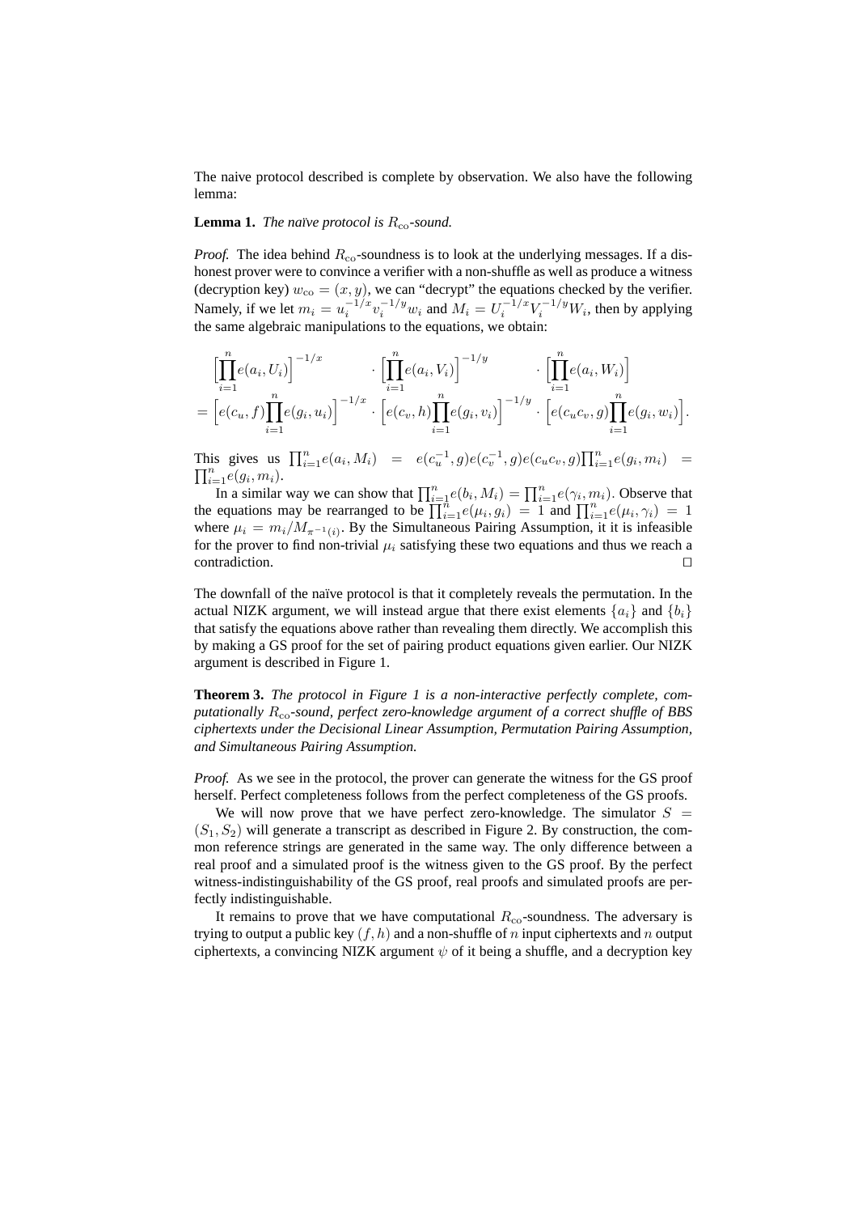The naive protocol described is complete by observation. We also have the following lemma:

**Lemma 1.** *The naïve protocol is $R_{\text{co}}$-sound.*

*Proof.* The idea behind $R_{\text{co}}$-soundness is to look at the underlying messages. If a dishonest prover were to convince a verifier with a non-shuffle as well as produce a witness (decryption key) $w_{\text{co}} = (x, y)$, we can "decrypt" the equations checked by the verifier. Namely, if we let $m_i = u_i^{-1/x} v_i^{-1/y} w_i$ and $M_i = U_i^{-1/x} V_i^{-1/y} W_i$, then by applying the same algebraic manipulations to the equations, we obtain:

$$\Big[\prod_{i=1}^{n} e(a_i, U_i)\Big]^{-1/x} \cdot \Big[\prod_{i=1}^{n} e(a_i, V_i)\Big]^{-1/y} \cdot \Big[\prod_{i=1}^{n} e(a_i, W_i)\Big]$$
$$= \Big[e(c_u, f)\prod_{i=1}^{n} e(g_i, u_i)\Big]^{-1/x} \cdot \Big[e(c_v, h)\prod_{i=1}^{n} e(g_i, v_i)\Big]^{-1/y} \cdot \Big[e(c_u c_v, g)\prod_{i=1}^{n} e(g_i, w_i)\Big].$$

This gives us $\prod_{i=1}^{n} e(a_i, M_i) = e(c_u^{-1}, g) e(c_v^{-1}, g) e(c_u c_v, g) \prod_{i=1}^{n} e(g_i, m_i) = \prod_{i=1}^{n} e(g_i, m_i)$.

In a similar way we can show that $\prod_{i=1}^{n} e(b_i, M_i) = \prod_{i=1}^{n} e(\gamma_i, m_i)$. Observe that the equations may be rearranged to be $\prod_{i=1}^{n} e(\mu_i, g_i) = 1$ and $\prod_{i=1}^{n} e(\mu_i, \gamma_i) = 1$ where $\mu_i = m_i / M_{\pi^{-1}(i)}$. By the Simultaneous Pairing Assumption, it is infeasible for the prover to find non-trivial $\mu_i$ satisfying these two equations and thus we reach a contradiction. □

The downfall of the naïve protocol is that it completely reveals the permutation. In the actual NIZK argument, we will instead argue that there exist elements $\{a_i\}$ and $\{b_i\}$ that satisfy the equations above rather than revealing them directly. We accomplish this by making a GS proof for the set of pairing product equations given earlier. Our NIZK argument is described in Figure 1.

**Theorem 3.** *The protocol in Figure 1 is a non-interactive perfectly complete, computationally $R_{\text{co}}$-sound, perfect zero-knowledge argument of a correct shuffle of BBS ciphertexts under the Decisional Linear Assumption, Permutation Pairing Assumption, and Simultaneous Pairing Assumption.*

*Proof.* As we see in the protocol, the prover can generate the witness for the GS proof herself. Perfect completeness follows from the perfect completeness of the GS proofs.

We will now prove that we have perfect zero-knowledge. The simulator $S = (S_1, S_2)$ will generate a transcript as described in Figure 2. By construction, the common reference strings are generated in the same way. The only difference between a real proof and a simulated proof is the witness given to the GS proof. By the perfect witness-indistinguishability of the GS proof, real proofs and simulated proofs are perfectly indistinguishable.

It remains to prove that we have computational $R_{\text{co}}$-soundness. The adversary is trying to output a public key $(f, h)$ and a non-shuffle of $n$ input ciphertexts and $n$ output ciphertexts, a convincing NIZK argument $\psi$ of it being a shuffle, and a decryption key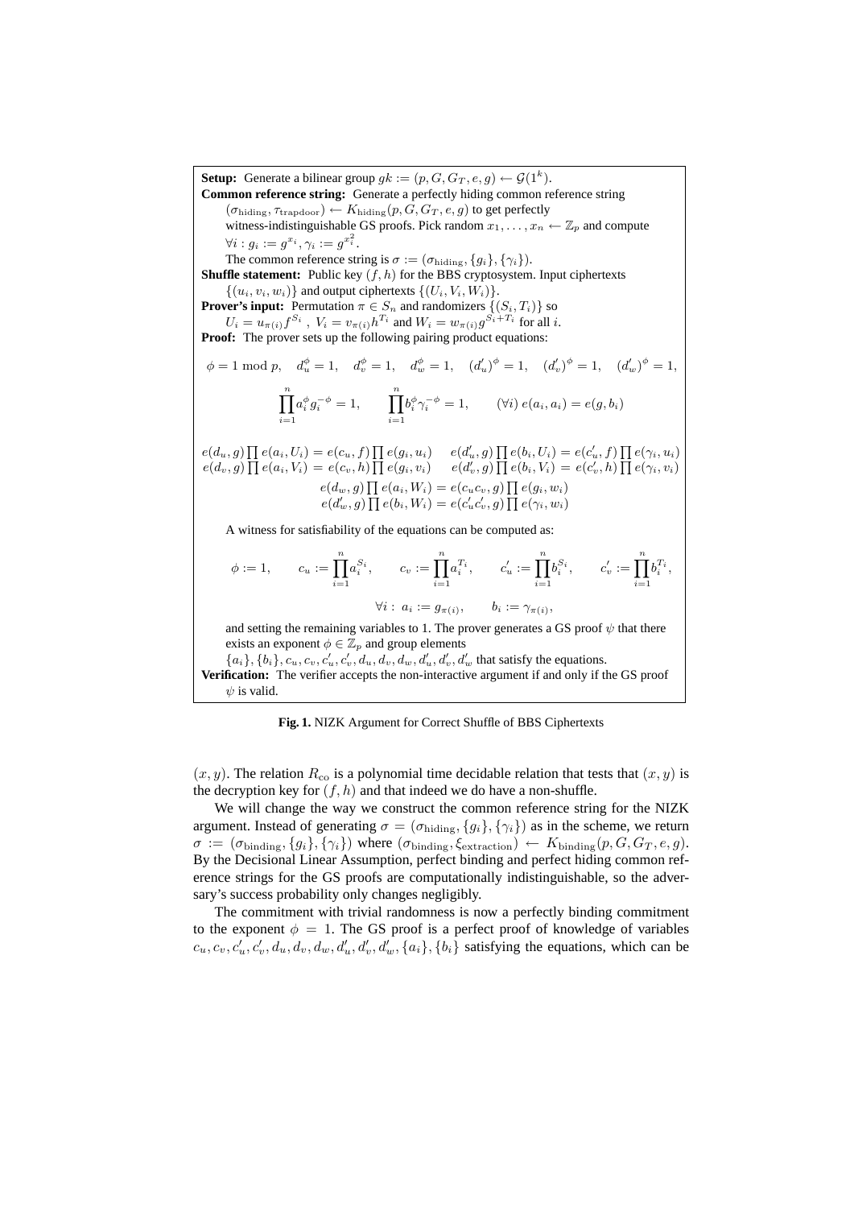**Setup:** Generate a bilinear group $gk := (p, G, G_T, e, g) \leftarrow \mathcal{G}(1^k)$.

**Common reference string:** Generate a perfectly hiding common reference string $(\sigma_{\text{hiding}}, \tau_{\text{trapdoor}}) \leftarrow K_{\text{hiding}}(p, G, G_T, e, g)$ to get perfectly witness-indistinguishable GS proofs. Pick random $x_1, \ldots, x_n \leftarrow \mathbb{Z}_p$ and compute $\forall i : g_i := g^{x_i}, \gamma_i := g^{x_i^2}$.

The common reference string is $\sigma := (\sigma_{\text{hiding}}, \{g_i\}, \{\gamma_i\})$.

**Shuffle statement:** Public key $(f, h)$ for the BBS cryptosystem. Input ciphertexts $\{(u_i, v_i, w_i)\}$ and output ciphertexts $\{(U_i, V_i, W_i)\}$.

**Prover's input:** Permutation $\pi \in S_n$ and randomizers $\{(S_i, T_i)\}$ so $U_i = u_{\pi(i)} f^{S_i}$, $V_i = v_{\pi(i)} h^{T_i}$ and $W_i = w_{\pi(i)} g^{S_i + T_i}$ for all $i$.

**Proof:** The prover sets up the following pairing product equations:

$$\phi = 1 \bmod p, \quad d_u^{\phi} = 1, \quad d_v^{\phi} = 1, \quad d_w^{\phi} = 1, \quad (d_u')^{\phi} = 1, \quad (d_v')^{\phi} = 1, \quad (d_w')^{\phi} = 1,$$

$$\prod_{i=1}^{n} a_i^{\phi} g_i^{-\phi} = 1, \qquad \prod_{i=1}^{n} b_i^{\phi} \gamma_i^{-\phi} = 1, \qquad (\forall i)\; e(a_i, a_i) = e(g, b_i)$$

$$e(d_u, g) \prod e(a_i, U_i) = e(c_u, f) \prod e(g_i, u_i) \qquad e(d_u', g) \prod e(b_i, U_i) = e(c_u', f) \prod e(\gamma_i, u_i)$$

$$e(d_v, g) \prod e(a_i, V_i) = e(c_v, h) \prod e(g_i, v_i) \qquad e(d_v', g) \prod e(b_i, V_i) = e(c_v', h) \prod e(\gamma_i, v_i)$$

$$e(d_w, g) \prod e(a_i, W_i) = e(c_u c_v, g) \prod e(g_i, w_i)$$

$$e(d_w', g) \prod e(b_i, W_i) = e(c_u' c_v', g) \prod e(\gamma_i, w_i)$$

A witness for satisfiability of the equations can be computed as:

$$\phi := 1, \qquad c_u := \prod_{i=1}^{n} a_i^{S_i}, \qquad c_v := \prod_{i=1}^{n} a_i^{T_i}, \qquad c_u' := \prod_{i=1}^{n} b_i^{S_i}, \qquad c_v' := \prod_{i=1}^{n} b_i^{T_i},$$

$$\forall i : \; a_i := g_{\pi(i)}, \qquad b_i := \gamma_{\pi(i)},$$

and setting the remaining variables to 1. The prover generates a GS proof $\psi$ that there exists an exponent $\phi \in \mathbb{Z}_p$ and group elements $\{a_i\}, \{b_i\}, c_u, c_v, c_u', c_v', d_u, d_v, d_w, d_u', d_v', d_w'$ that satisfy the equations.

**Verification:** The verifier accepts the non-interactive argument if and only if the GS proof $\psi$ is valid.

**Fig. 1.** NIZK Argument for Correct Shuffle of BBS Ciphertexts

$(x, y)$. The relation $R_{\text{co}}$ is a polynomial time decidable relation that tests that $(x, y)$ is the decryption key for $(f, h)$ and that indeed we do have a non-shuffle.

We will change the way we construct the common reference string for the NIZK argument. Instead of generating $\sigma = (\sigma_{\text{hiding}}, \{g_i\}, \{\gamma_i\})$ as in the scheme, we return $\sigma := (\sigma_{\text{binding}}, \{g_i\}, \{\gamma_i\})$ where $(\sigma_{\text{binding}}, \xi_{\text{extraction}}) \leftarrow K_{\text{binding}}(p, G, G_T, e, g)$. By the Decisional Linear Assumption, perfect binding and perfect hiding common reference strings for the GS proofs are computationally indistinguishable, so the adversary's success probability only changes negligibly.

The commitment with trivial randomness is now a perfectly binding commitment to the exponent $\phi = 1$. The GS proof is a perfect proof of knowledge of variables $c_u, c_v, c_u', c_v', d_u, d_v, d_w, d_u', d_v', d_w', \{a_i\}, \{b_i\}$ satisfying the equations, which can be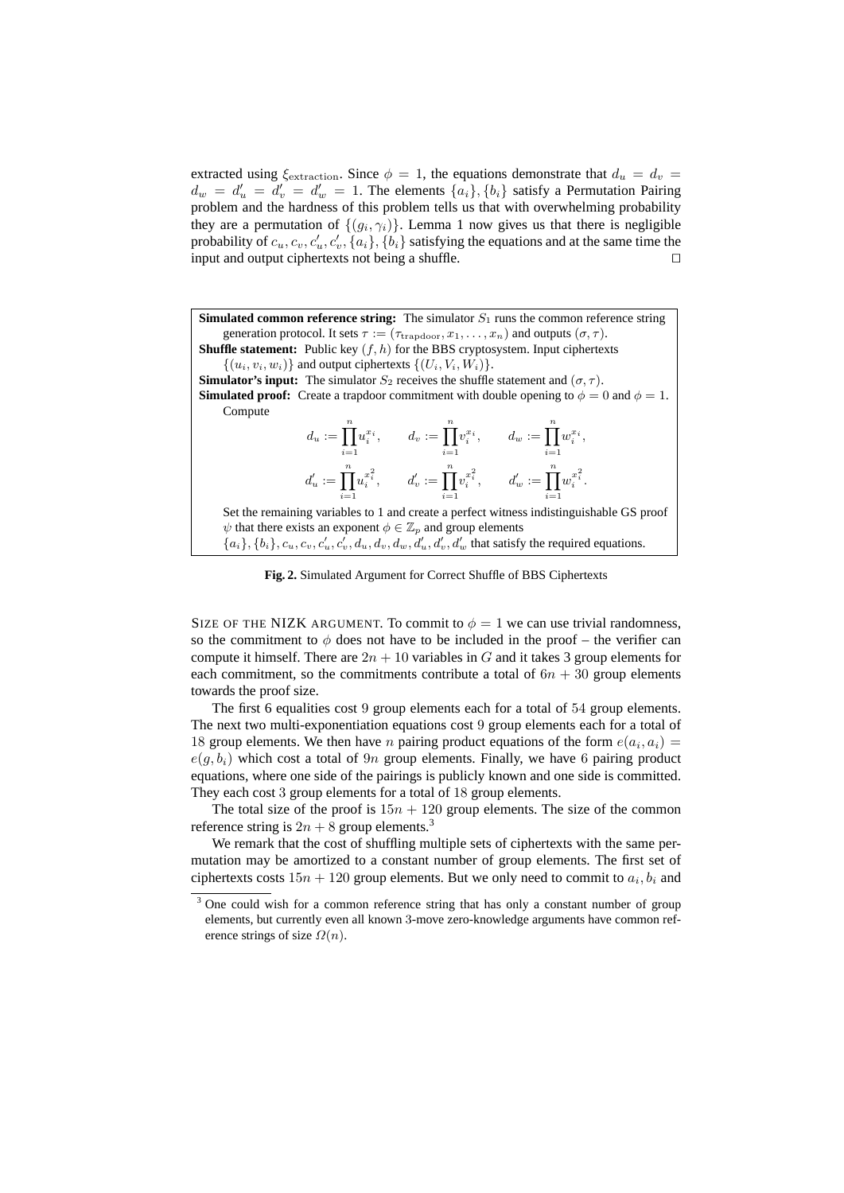extracted using $\xi_{\text{extraction}}$. Since $\phi = 1$, the equations demonstrate that $d_u = d_v = d_w = d'_u = d'_v = d'_w = 1$. The elements $\{a_i\}, \{b_i\}$ satisfy a Permutation Pairing problem and the hardness of this problem tells us that with overwhelming probability they are a permutation of $\{(g_i, \gamma_i)\}$. Lemma 1 now gives us that there is negligible probability of $c_u, c_v, c'_u, c'_v, \{a_i\}, \{b_i\}$ satisfying the equations and at the same time the input and output ciphertexts not being a shuffle. ☐

**Simulated common reference string:** The simulator $S_1$ runs the common reference string generation protocol. It sets $\tau := (\tau_{\text{trapdoor}}, x_1, \ldots, x_n)$ and outputs $(\sigma, \tau)$.

**Shuffle statement:** Public key $(f, h)$ for the BBS cryptosystem. Input ciphertexts $\{(u_i, v_i, w_i)\}$ and output ciphertexts $\{(U_i, V_i, W_i)\}$.

**Simulator's input:** The simulator $S_2$ receives the shuffle statement and $(\sigma, \tau)$.

**Simulated proof:** Create a trapdoor commitment with double opening to $\phi = 0$ and $\phi = 1$. Compute

$$d_u := \prod_{i=1}^{n} u_i^{x_i}, \qquad d_v := \prod_{i=1}^{n} v_i^{x_i}, \qquad d_w := \prod_{i=1}^{n} w_i^{x_i},$$

$$d'_u := \prod_{i=1}^{n} u_i^{x_i^2}, \qquad d'_v := \prod_{i=1}^{n} v_i^{x_i^2}, \qquad d'_w := \prod_{i=1}^{n} w_i^{x_i^2}.$$

Set the remaining variables to 1 and create a perfect witness indistinguishable GS proof $\psi$ that there exists an exponent $\phi \in \mathbb{Z}_p$ and group elements $\{a_i\}, \{b_i\}, c_u, c_v, c'_u, c'_v, d_u, d_v, d_w, d'_u, d'_v, d'_w$ that satisfy the required equations.

**Fig. 2.** Simulated Argument for Correct Shuffle of BBS Ciphertexts

SIZE OF THE NIZK ARGUMENT. To commit to $\phi = 1$ we can use trivial randomness, so the commitment to $\phi$ does not have to be included in the proof – the verifier can compute it himself. There are $2n + 10$ variables in $G$ and it takes 3 group elements for each commitment, so the commitments contribute a total of $6n + 30$ group elements towards the proof size.

The first 6 equalities cost 9 group elements each for a total of 54 group elements. The next two multi-exponentiation equations cost 9 group elements each for a total of 18 group elements. We then have $n$ pairing product equations of the form $e(a_i, a_i) = e(g, b_i)$ which cost a total of $9n$ group elements. Finally, we have 6 pairing product equations, where one side of the pairings is publicly known and one side is committed. They each cost 3 group elements for a total of 18 group elements.

The total size of the proof is $15n + 120$ group elements. The size of the common reference string is $2n + 8$ group elements.[3]

We remark that the cost of shuffling multiple sets of ciphertexts with the same permutation may be amortized to a constant number of group elements. The first set of ciphertexts costs $15n + 120$ group elements. But we only need to commit to $a_i, b_i$ and

[3] One could wish for a common reference string that has only a constant number of group elements, but currently even all known 3-move zero-knowledge arguments have common reference strings of size $\Omega(n)$.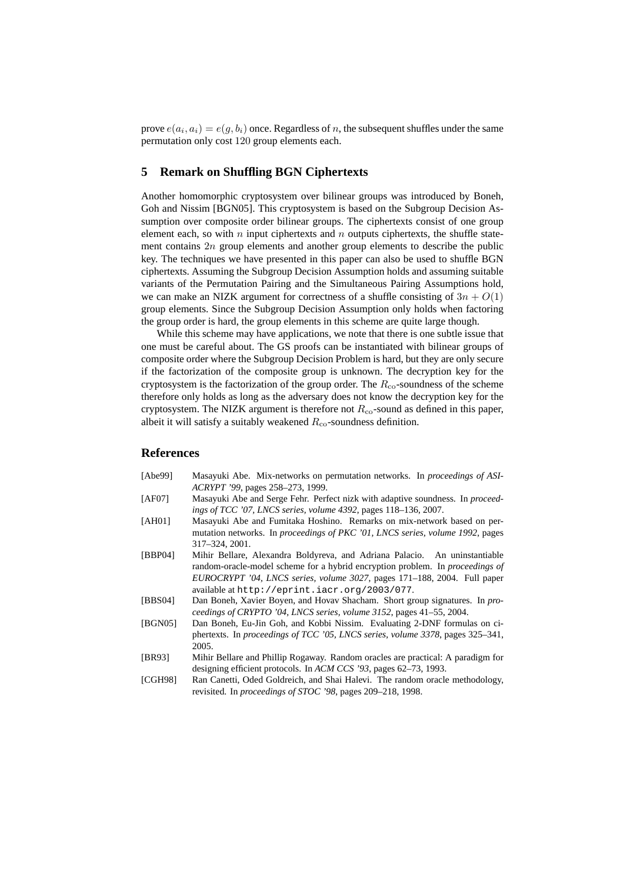prove $e(a_i, a_i) = e(g, b_i)$ once. Regardless of $n$, the subsequent shuffles under the same permutation only cost 120 group elements each.

## 5 Remark on Shuffling BGN Ciphertexts

Another homomorphic cryptosystem over bilinear groups was introduced by Boneh, Goh and Nissim [BGN05]. This cryptosystem is based on the Subgroup Decision Assumption over composite order bilinear groups. The ciphertexts consist of one group element each, so with $n$ input ciphertexts and $n$ outputs ciphertexts, the shuffle statement contains $2n$ group elements and another group elements to describe the public key. The techniques we have presented in this paper can also be used to shuffle BGN ciphertexts. Assuming the Subgroup Decision Assumption holds and assuming suitable variants of the Permutation Pairing and the Simultaneous Pairing Assumptions hold, we can make an NIZK argument for correctness of a shuffle consisting of $3n + O(1)$ group elements. Since the Subgroup Decision Assumption only holds when factoring the group order is hard, the group elements in this scheme are quite large though.

While this scheme may have applications, we note that there is one subtle issue that one must be careful about. The GS proofs can be instantiated with bilinear groups of composite order where the Subgroup Decision Problem is hard, but they are only secure if the factorization of the composite group is unknown. The decryption key for the cryptosystem is the factorization of the group order. The $R_{\text{co}}$-soundness of the scheme therefore only holds as long as the adversary does not know the decryption key for the cryptosystem. The NIZK argument is therefore not $R_{\text{co}}$-sound as defined in this paper, albeit it will satisfy a suitably weakened $R_{\text{co}}$-soundness definition.

## References

[Abe99] Masayuki Abe. Mix-networks on permutation networks. In *proceedings of ASIACRYPT '99*, pages 258–273, 1999.

[AF07] Masayuki Abe and Serge Fehr. Perfect nizk with adaptive soundness. In *proceedings of TCC '07, LNCS series, volume 4392*, pages 118–136, 2007.

[AH01] Masayuki Abe and Fumitaka Hoshino. Remarks on mix-network based on permutation networks. In *proceedings of PKC '01, LNCS series, volume 1992*, pages 317–324, 2001.

[BBP04] Mihir Bellare, Alexandra Boldyreva, and Adriana Palacio. An uninstantiable random-oracle-model scheme for a hybrid encryption problem. In *proceedings of EUROCRYPT '04, LNCS series, volume 3027*, pages 171–188, 2004. Full paper available at `http://eprint.iacr.org/2003/077`.

[BBS04] Dan Boneh, Xavier Boyen, and Hovav Shacham. Short group signatures. In *proceedings of CRYPTO '04, LNCS series, volume 3152*, pages 41–55, 2004.

[BGN05] Dan Boneh, Eu-Jin Goh, and Kobbi Nissim. Evaluating 2-DNF formulas on ciphertexts. In *proceedings of TCC '05, LNCS series, volume 3378*, pages 325–341, 2005.

[BR93] Mihir Bellare and Phillip Rogaway. Random oracles are practical: A paradigm for designing efficient protocols. In *ACM CCS '93*, pages 62–73, 1993.

[CGH98] Ran Canetti, Oded Goldreich, and Shai Halevi. The random oracle methodology, revisited. In *proceedings of STOC '98*, pages 209–218, 1998.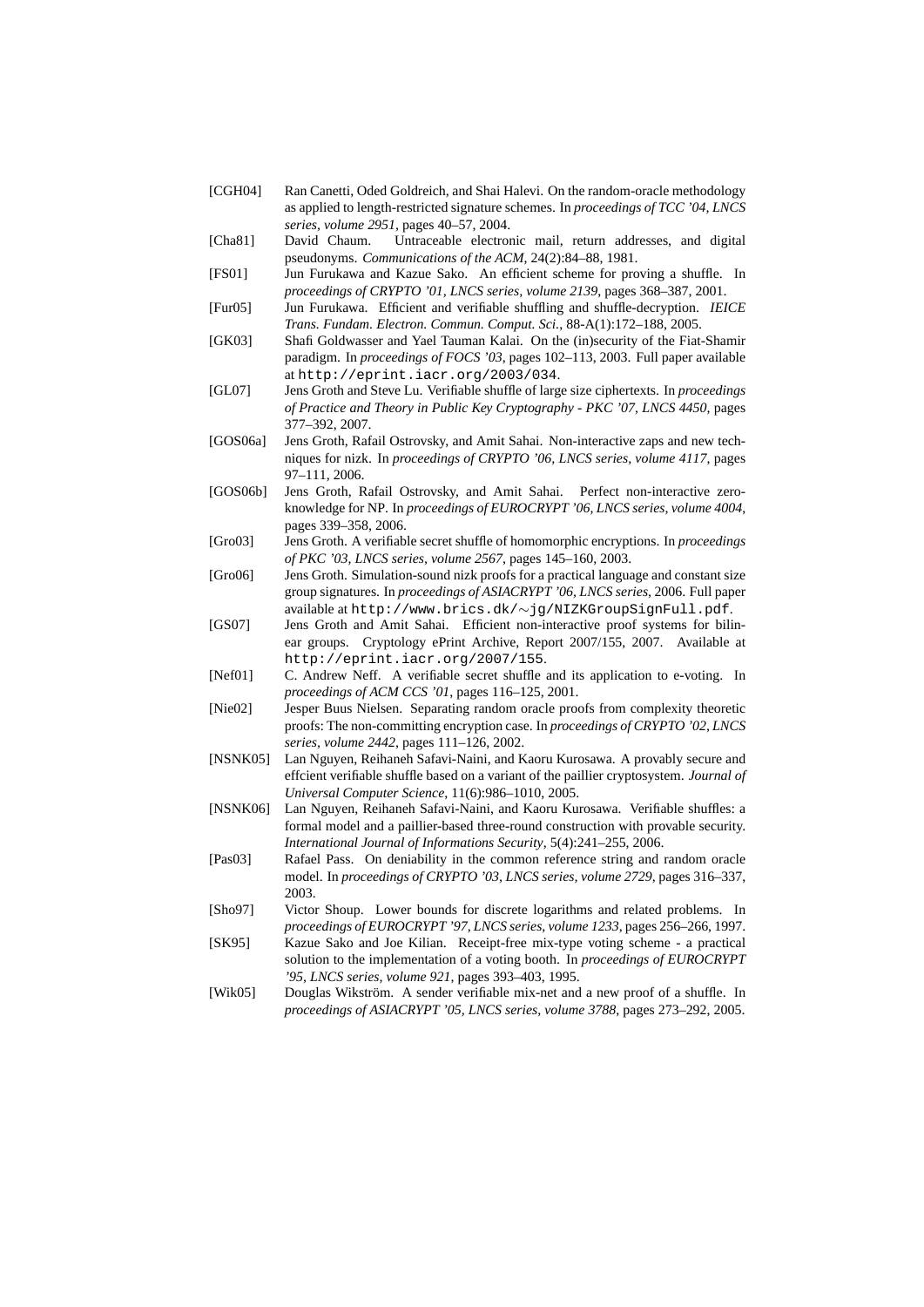[CGH04] Ran Canetti, Oded Goldreich, and Shai Halevi. On the random-oracle methodology as applied to length-restricted signature schemes. In *proceedings of TCC '04, LNCS series, volume 2951*, pages 40–57, 2004.

[Cha81] David Chaum. Untraceable electronic mail, return addresses, and digital pseudonyms. *Communications of the ACM*, 24(2):84–88, 1981.

[FS01] Jun Furukawa and Kazue Sako. An efficient scheme for proving a shuffle. In *proceedings of CRYPTO '01, LNCS series, volume 2139*, pages 368–387, 2001.

[Fur05] Jun Furukawa. Efficient and verifiable shuffling and shuffle-decryption. *IEICE Trans. Fundam. Electron. Commun. Comput. Sci.*, 88-A(1):172–188, 2005.

[GK03] Shafi Goldwasser and Yael Tauman Kalai. On the (in)security of the Fiat-Shamir paradigm. In *proceedings of FOCS '03*, pages 102–113, 2003. Full paper available at `http://eprint.iacr.org/2003/034`.

[GL07] Jens Groth and Steve Lu. Verifiable shuffle of large size ciphertexts. In *proceedings of Practice and Theory in Public Key Cryptography - PKC '07, LNCS 4450*, pages 377–392, 2007.

[GOS06a] Jens Groth, Rafail Ostrovsky, and Amit Sahai. Non-interactive zaps and new techniques for nizk. In *proceedings of CRYPTO '06, LNCS series, volume 4117*, pages 97–111, 2006.

[GOS06b] Jens Groth, Rafail Ostrovsky, and Amit Sahai. Perfect non-interactive zero-knowledge for NP. In *proceedings of EUROCRYPT '06, LNCS series, volume 4004*, pages 339–358, 2006.

[Gro03] Jens Groth. A verifiable secret shuffle of homomorphic encryptions. In *proceedings of PKC '03, LNCS series, volume 2567*, pages 145–160, 2003.

[Gro06] Jens Groth. Simulation-sound nizk proofs for a practical language and constant size group signatures. In *proceedings of ASIACRYPT '06, LNCS series*, 2006. Full paper available at `http://www.brics.dk/~jg/NIZKGroupSignFull.pdf`.

[GS07] Jens Groth and Amit Sahai. Efficient non-interactive proof systems for bilinear groups. Cryptology ePrint Archive, Report 2007/155, 2007. Available at `http://eprint.iacr.org/2007/155`.

[Nef01] C. Andrew Neff. A verifiable secret shuffle and its application to e-voting. In *proceedings of ACM CCS '01*, pages 116–125, 2001.

[Nie02] Jesper Buus Nielsen. Separating random oracle proofs from complexity theoretic proofs: The non-committing encryption case. In *proceedings of CRYPTO '02, LNCS series, volume 2442*, pages 111–126, 2002.

[NSNK05] Lan Nguyen, Reihaneh Safavi-Naini, and Kaoru Kurosawa. A provably secure and effcient verifiable shuffle based on a variant of the paillier cryptosystem. *Journal of Universal Computer Science*, 11(6):986–1010, 2005.

[NSNK06] Lan Nguyen, Reihaneh Safavi-Naini, and Kaoru Kurosawa. Verifiable shuffles: a formal model and a paillier-based three-round construction with provable security. *International Journal of Informations Security*, 5(4):241–255, 2006.

[Pas03] Rafael Pass. On deniability in the common reference string and random oracle model. In *proceedings of CRYPTO '03, LNCS series, volume 2729*, pages 316–337, 2003.

[Sho97] Victor Shoup. Lower bounds for discrete logarithms and related problems. In *proceedings of EUROCRYPT '97, LNCS series, volume 1233*, pages 256–266, 1997.

[SK95] Kazue Sako and Joe Kilian. Receipt-free mix-type voting scheme - a practical solution to the implementation of a voting booth. In *proceedings of EUROCRYPT '95, LNCS series, volume 921*, pages 393–403, 1995.

[Wik05] Douglas Wikström. A sender verifiable mix-net and a new proof of a shuffle. In *proceedings of ASIACRYPT '05, LNCS series, volume 3788*, pages 273–292, 2005.